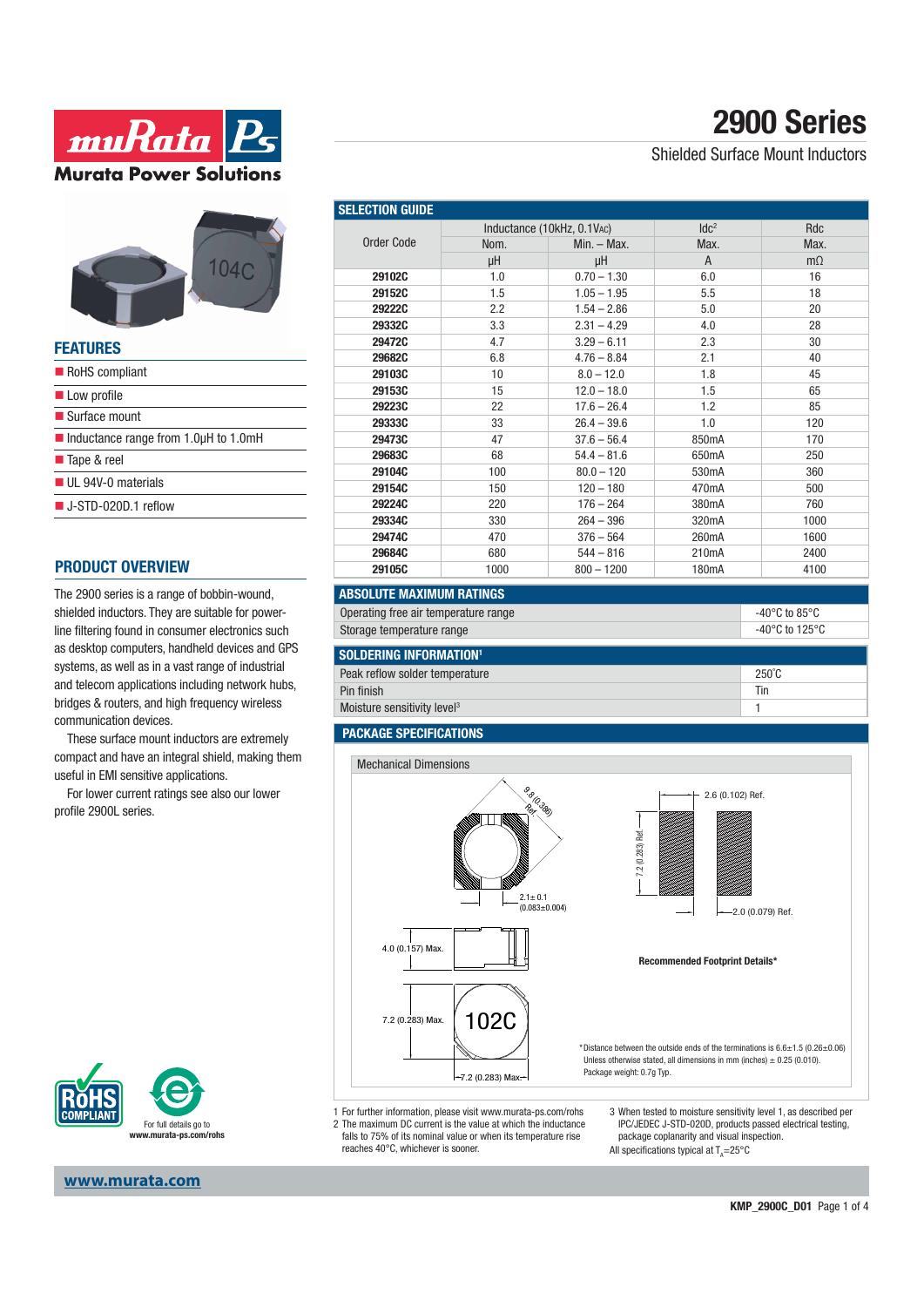# 2900 Series

Shielded Surface Mount Inductors

## FEATURES

- RoHS compliant
- Low profile
- Surface mount
- Inductance range from 1.0µH to 1.0mH
- Tape & reel
- UL 94V-0 materials
- J-STD-020D.1 reflow

## PRODUCT OVERVIEW

The 2900 series is a range of bobbin-wound, shielded inductors. They are suitable for power-line filtering found in consumer electronics such as desktop computers, handheld devices and GPS systems, as well as in a vast range of industrial and telecom applications including network hubs, bridges & routers, and high frequency wireless communication devices.

These surface mount inductors are extremely compact and have an integral shield, making them useful in EMI sensitive applications.

For lower current ratings see also our lower profile 2900L series.

## SELECTION GUIDE

| Order Code | Inductance (10kHz, 0.1VAC) | | Idc[2] | Rdc |
|---|---|---|---|---|
| | Nom. | Min. – Max. | Max. | Max. |
| | µH | µH | A | mΩ |
| **29102C** | 1.0 | 0.70 – 1.30 | 6.0 | 16 |
| **29152C** | 1.5 | 1.05 – 1.95 | 5.5 | 18 |
| **29222C** | 2.2 | 1.54 – 2.86 | 5.0 | 20 |
| **29332C** | 3.3 | 2.31 – 4.29 | 4.0 | 28 |
| **29472C** | 4.7 | 3.29 – 6.11 | 2.3 | 30 |
| **29682C** | 6.8 | 4.76 – 8.84 | 2.1 | 40 |
| **29103C** | 10 | 8.0 – 12.0 | 1.8 | 45 |
| **29153C** | 15 | 12.0 – 18.0 | 1.5 | 65 |
| **29223C** | 22 | 17.6 – 26.4 | 1.2 | 85 |
| **29333C** | 33 | 26.4 – 39.6 | 1.0 | 120 |
| **29473C** | 47 | 37.6 – 56.4 | 850mA | 170 |
| **29683C** | 68 | 54.4 – 81.6 | 650mA | 250 |
| **29104C** | 100 | 80.0 – 120 | 530mA | 360 |
| **29154C** | 150 | 120 – 180 | 470mA | 500 |
| **29224C** | 220 | 176 – 264 | 380mA | 760 |
| **29334C** | 330 | 264 – 396 | 320mA | 1000 |
| **29474C** | 470 | 376 – 564 | 260mA | 1600 |
| **29684C** | 680 | 544 – 816 | 210mA | 2400 |
| **29105C** | 1000 | 800 – 1200 | 180mA | 4100 |

## ABSOLUTE MAXIMUM RATINGS

| | |
|---|---|
| Operating free air temperature range | -40°C to 85°C |
| Storage temperature range | -40°C to 125°C |

## SOLDERING INFORMATION[1]

| | |
|---|---|
| Peak reflow solder temperature | 250°C |
| Pin finish | Tin |
| Moisture sensitivity level[3] | 1 |

## PACKAGE SPECIFICATIONS

Mechanical Dimensions

9.8 (0.386) Ref.

2.1± 0.1 (0.083±0.004)

4.0 (0.157) Max.

7.2 (0.283) Max.

7.2 (0.283) Max.

102C

2.6 (0.102) Ref.

7.2 (0.283) Ref.

2.0 (0.079) Ref.

**Recommended Footprint Details***

*Distance between the outside ends of the terminations is 6.6±1.5 (0.26±0.06)
Unless otherwise stated, all dimensions in mm (inches) ± 0.25 (0.010).
Package weight: 0.7g Typ.

1 For further information, please visit www.murata-ps.com/rohs
2 The maximum DC current is the value at which the inductance falls to 75% of its nominal value or when its temperature rise reaches 40°C, whichever is sooner.
3 When tested to moisture sensitivity level 1, as described per IPC/JEDEC J-STD-020D, products passed electrical testing, package coplanarity and visual inspection.

All specifications typical at $T_A$=25°C

For full details go to www.murata-ps.com/rohs

www.murata.com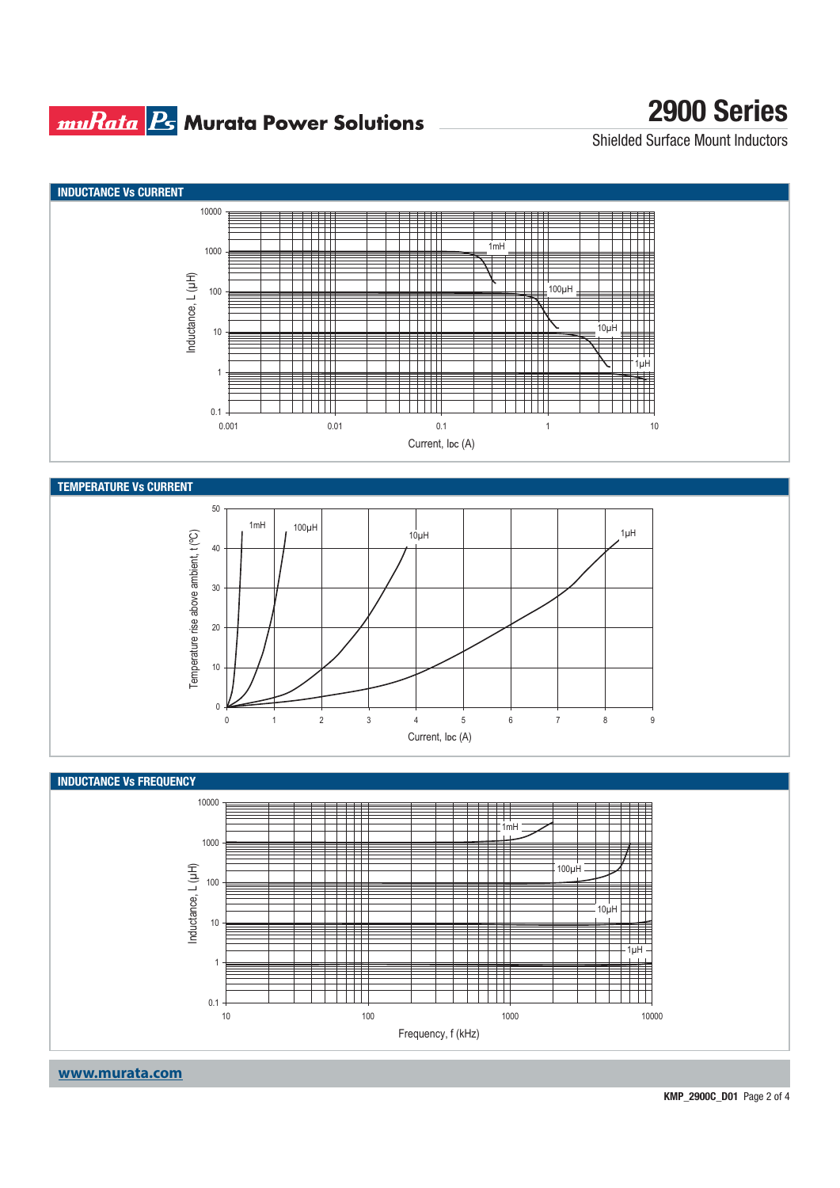## INDUCTANCE Vs CURRENT

Inductance, L (µH)

10000, 1000, 100, 10, 1, 0.1

1mH, 100µH, 10µH, 1µH

0.001, 0.01, 0.1, 1, 10

Current, $I_{DC}$ (A)

## TEMPERATURE Vs CURRENT

Temperature rise above ambient, t (ºC)

50, 40, 30, 20, 10, 0

1mH, 100µH, 10µH, 1µH

0, 1, 2, 3, 4, 5, 6, 7, 8, 9

Current, $I_{DC}$ (A)

## INDUCTANCE Vs FREQUENCY

Inductance, L (µH)

10000, 1000, 100, 10, 1, 0.1

1mH, 100µH, 10µH, 1µH

10, 100, 1000, 10000

Frequency, f (kHz)

www.murata.com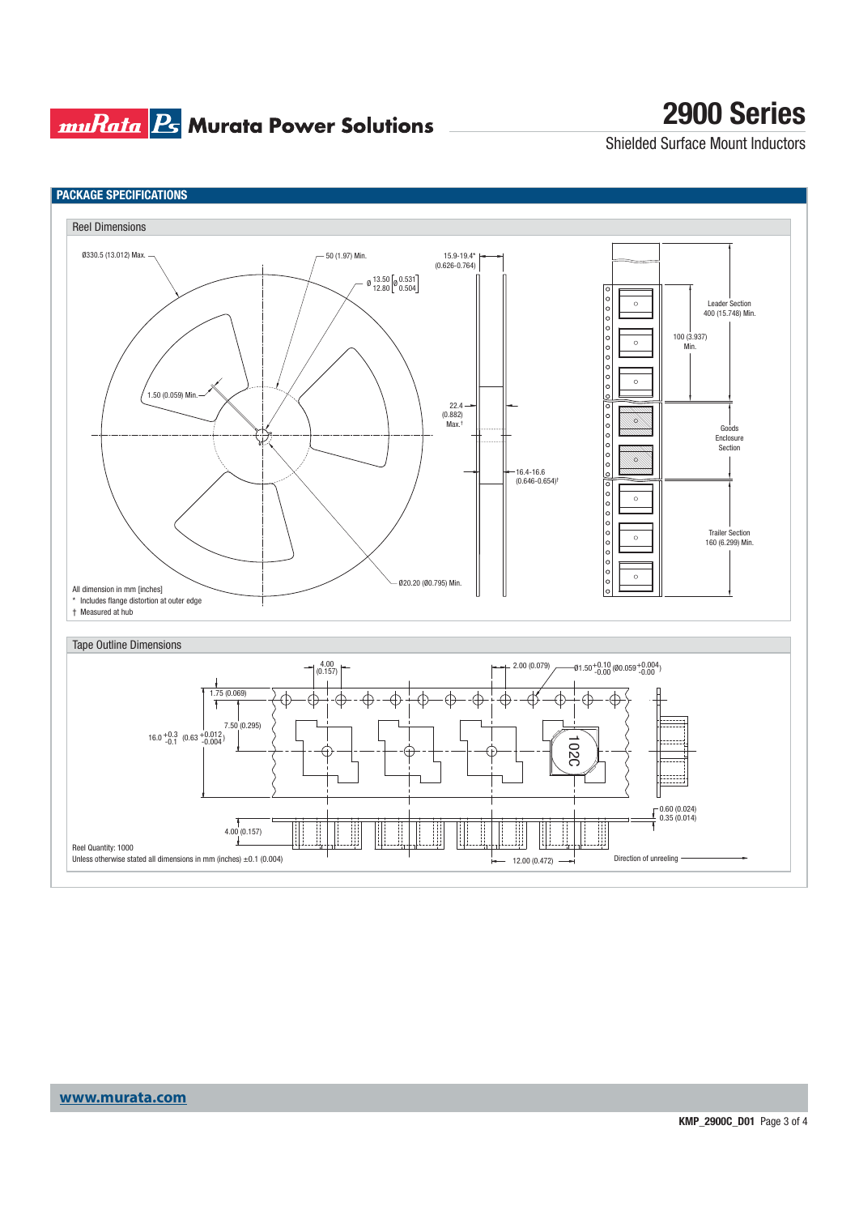## PACKAGE SPECIFICATIONS

### Reel Dimensions

Ø330.5 (13.012) Max.

50 (1.97) Min.

Ø 13.50 / 12.80 [Ø 0.531 / 0.504]

15.9-19.4* (0.626-0.764)

1.50 (0.059) Min.

22.4 (0.882) Max.†

16.4-16.6 (0.646-0.654)†

Ø20.20 (Ø0.795) Min.

Leader Section 400 (15.748) Min.

100 (3.937) Min.

Goods Enclosure Section

Trailer Section 160 (6.299) Min.

All dimension in mm [inches]

\* Includes flange distortion at outer edge

† Measured at hub

### Tape Outline Dimensions

4.00 (0.157)

2.00 (0.079)

Ø1.50 $^{+0.10}_{-0.00}$ (Ø0.059 $^{+0.004}_{-0.00}$)

1.75 (0.069)

7.50 (0.295)

16.0 $^{+0.3}_{-0.1}$ (0.63 $^{+0.012}_{-0.004}$)

102C

4.00 (0.157)

0.60 (0.024)

0.35 (0.014)

12.00 (0.472)

Direction of unreeling

Reel Quantity: 1000

Unless otherwise stated all dimensions in mm (inches) ±0.1 (0.004)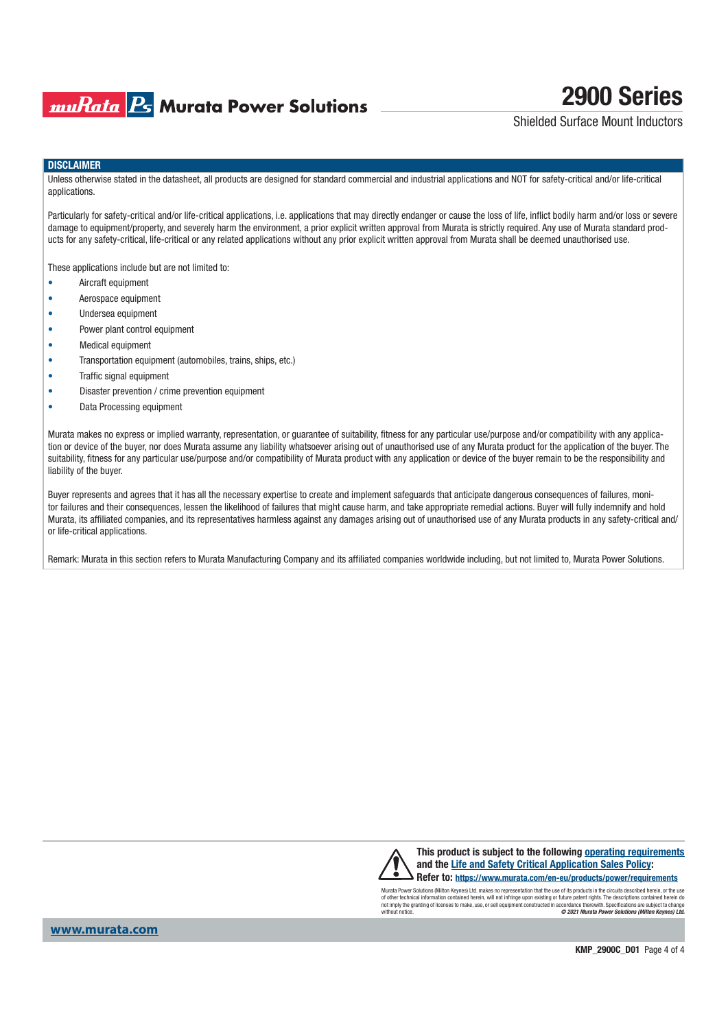## DISCLAIMER

Unless otherwise stated in the datasheet, all products are designed for standard commercial and industrial applications and NOT for safety-critical and/or life-critical applications.

Particularly for safety-critical and/or life-critical applications, i.e. applications that may directly endanger or cause the loss of life, inflict bodily harm and/or loss or severe damage to equipment/property, and severely harm the environment, a prior explicit written approval from Murata is strictly required. Any use of Murata standard products for any safety-critical, life-critical or any related applications without any prior explicit written approval from Murata shall be deemed unauthorised use.

These applications include but are not limited to:

- Aircraft equipment
- Aerospace equipment
- Undersea equipment
- Power plant control equipment
- Medical equipment
- Transportation equipment (automobiles, trains, ships, etc.)
- Traffic signal equipment
- Disaster prevention / crime prevention equipment
- Data Processing equipment

Murata makes no express or implied warranty, representation, or guarantee of suitability, fitness for any particular use/purpose and/or compatibility with any application or device of the buyer, nor does Murata assume any liability whatsoever arising out of unauthorised use of any Murata product for the application of the buyer. The suitability, fitness for any particular use/purpose and/or compatibility of Murata product with any application or device of the buyer remain to be the responsibility and liability of the buyer.

Buyer represents and agrees that it has all the necessary expertise to create and implement safeguards that anticipate dangerous consequences of failures, monitor failures and their consequences, lessen the likelihood of failures that might cause harm, and take appropriate remedial actions. Buyer will fully indemnify and hold Murata, its affiliated companies, and its representatives harmless against any damages arising out of unauthorised use of any Murata products in any safety-critical and/or life-critical applications.

Remark: Murata in this section refers to Murata Manufacturing Company and its affiliated companies worldwide including, but not limited to, Murata Power Solutions.

**This product is subject to the following operating requirements and the Life and Safety Critical Application Sales Policy:**
**Refer to: https://www.murata.com/en-eu/products/power/requirements**

Murata Power Solutions (Milton Keynes) Ltd. makes no representation that the use of its products in the circuits described herein, or the use of other technical information contained herein, will not infringe upon existing or future patent rights. The descriptions contained herein do not imply the granting of licenses to make, use, or sell equipment constructed in accordance therewith. Specifications are subject to change without notice.
***© 2021 Murata Power Solutions (Milton Keynes) Ltd.***